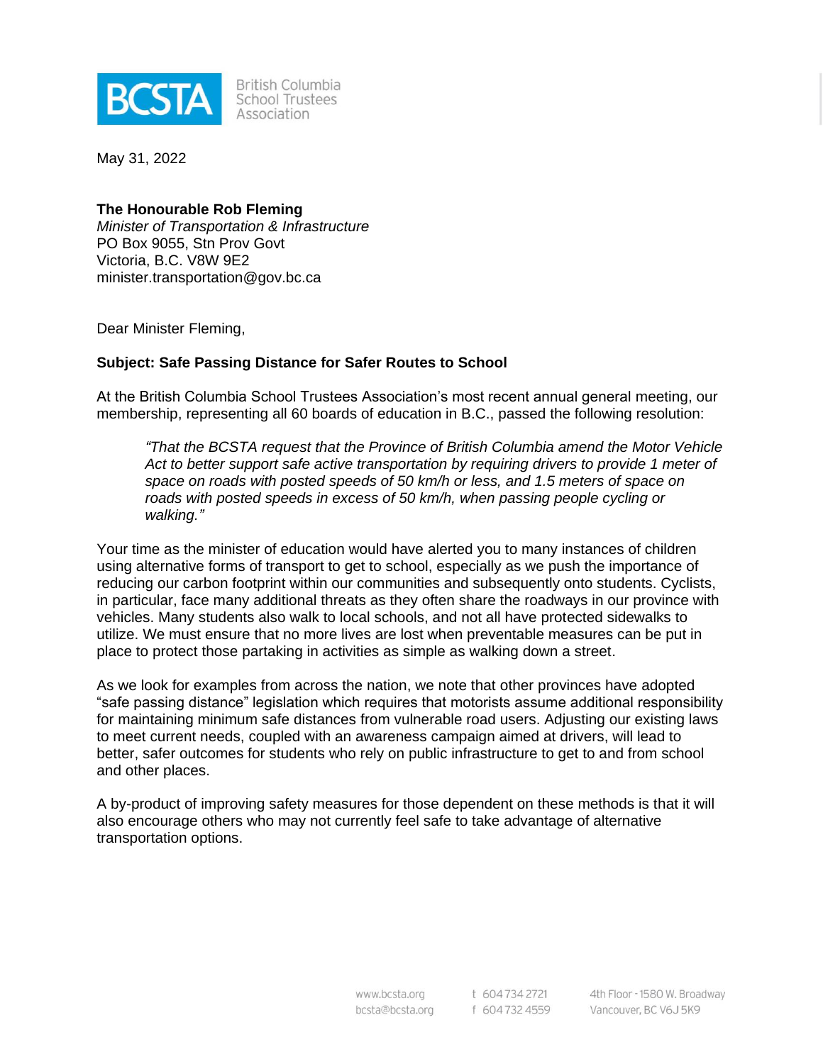BCSTA British Columbia School Trustees Association

May 31, 2022

**The Honourable Rob Fleming**
*Minister of Transportation & Infrastructure*
PO Box 9055, Stn Prov Govt
Victoria, B.C. V8W 9E2
minister.transportation@gov.bc.ca

Dear Minister Fleming,

**Subject: Safe Passing Distance for Safer Routes to School**

At the British Columbia School Trustees Association's most recent annual general meeting, our membership, representing all 60 boards of education in B.C., passed the following resolution:

> *"That the BCSTA request that the Province of British Columbia amend the Motor Vehicle Act to better support safe active transportation by requiring drivers to provide 1 meter of space on roads with posted speeds of 50 km/h or less, and 1.5 meters of space on roads with posted speeds in excess of 50 km/h, when passing people cycling or walking."*

Your time as the minister of education would have alerted you to many instances of children using alternative forms of transport to get to school, especially as we push the importance of reducing our carbon footprint within our communities and subsequently onto students. Cyclists, in particular, face many additional threats as they often share the roadways in our province with vehicles. Many students also walk to local schools, and not all have protected sidewalks to utilize. We must ensure that no more lives are lost when preventable measures can be put in place to protect those partaking in activities as simple as walking down a street.

As we look for examples from across the nation, we note that other provinces have adopted "safe passing distance" legislation which requires that motorists assume additional responsibility for maintaining minimum safe distances from vulnerable road users. Adjusting our existing laws to meet current needs, coupled with an awareness campaign aimed at drivers, will lead to better, safer outcomes for students who rely on public infrastructure to get to and from school and other places.

A by-product of improving safety measures for those dependent on these methods is that it will also encourage others who may not currently feel safe to take advantage of alternative transportation options.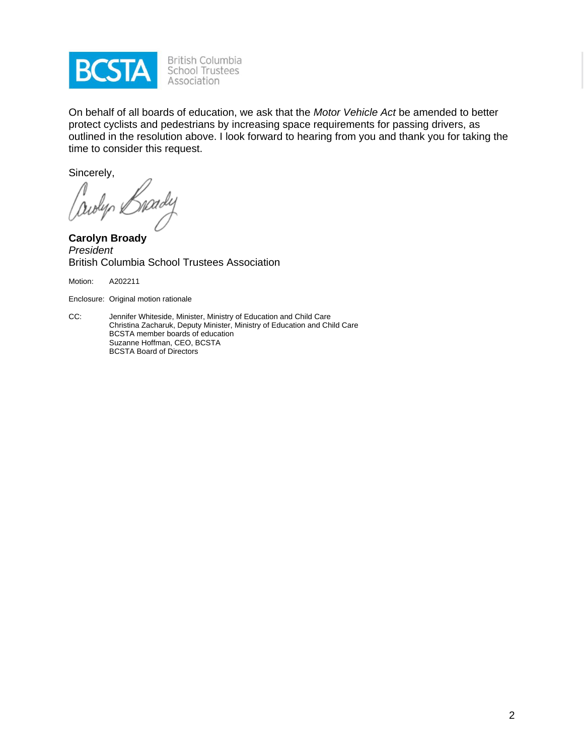On behalf of all boards of education, we ask that the *Motor Vehicle Act* be amended to better protect cyclists and pedestrians by increasing space requirements for passing drivers, as outlined in the resolution above. I look forward to hearing from you and thank you for taking the time to consider this request.

Sincerely,

**Carolyn Broady**
*President*
British Columbia School Trustees Association

Motion: A202211

Enclosure: Original motion rationale

CC: Jennifer Whiteside, Minister, Ministry of Education and Child Care
Christina Zacharuk, Deputy Minister, Ministry of Education and Child Care
BCSTA member boards of education
Suzanne Hoffman, CEO, BCSTA
BCSTA Board of Directors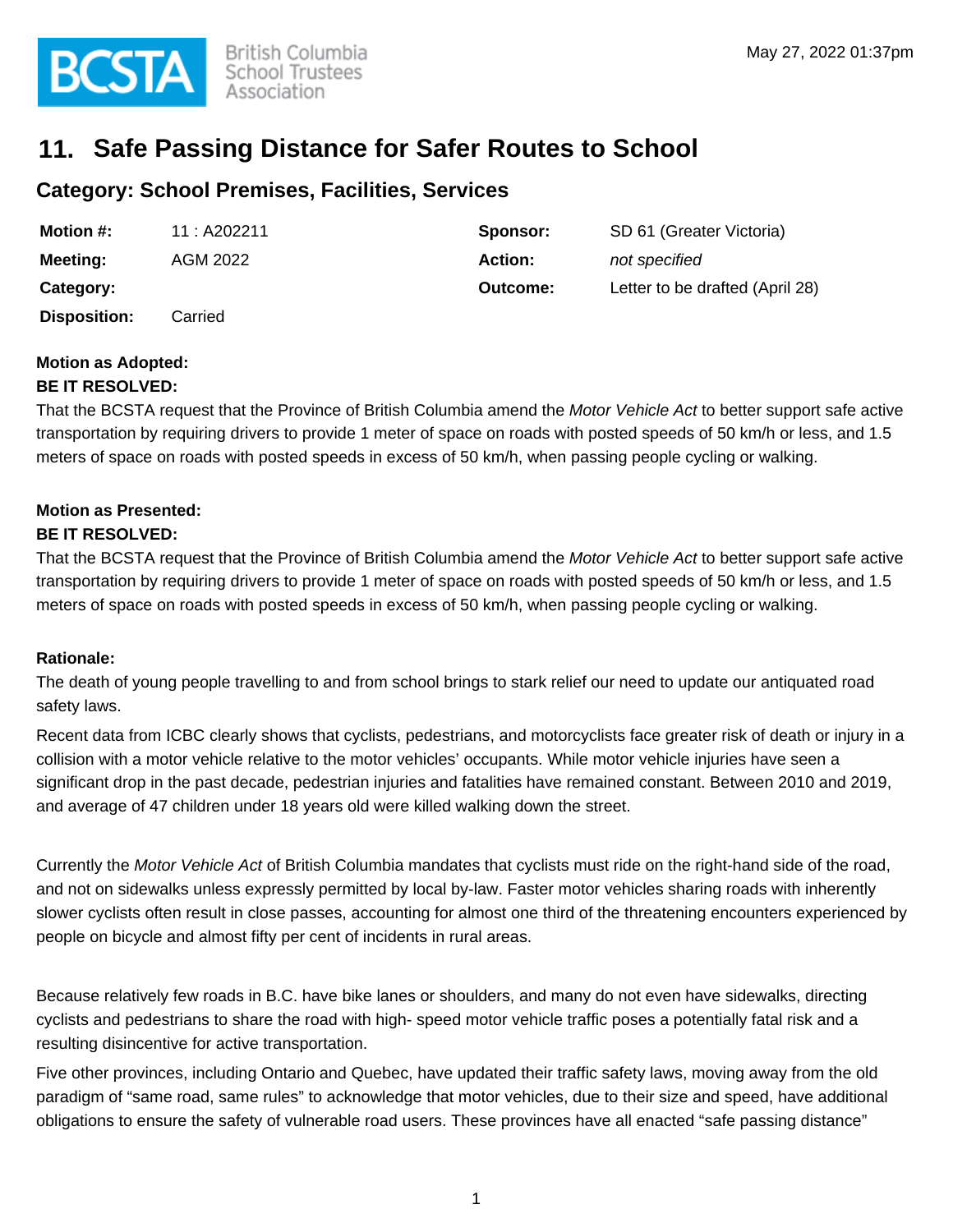# 11. Safe Passing Distance for Safer Routes to School

## Category: School Premises, Facilities, Services

| | | | |
|---|---|---|---|
| **Motion #:** | 11 : A202211 | **Sponsor:** | SD 61 (Greater Victoria) |
| **Meeting:** | AGM 2022 | **Action:** | *not specified* |
| **Category:** | | **Outcome:** | Letter to be drafted (April 28) |
| **Disposition:** | Carried | | |

**Motion as Adopted:**
**BE IT RESOLVED:**
That the BCSTA request that the Province of British Columbia amend the *Motor Vehicle Act* to better support safe active transportation by requiring drivers to provide 1 meter of space on roads with posted speeds of 50 km/h or less, and 1.5 meters of space on roads with posted speeds in excess of 50 km/h, when passing people cycling or walking.

**Motion as Presented:**
**BE IT RESOLVED:**
That the BCSTA request that the Province of British Columbia amend the *Motor Vehicle Act* to better support safe active transportation by requiring drivers to provide 1 meter of space on roads with posted speeds of 50 km/h or less, and 1.5 meters of space on roads with posted speeds in excess of 50 km/h, when passing people cycling or walking.

**Rationale:**
The death of young people travelling to and from school brings to stark relief our need to update our antiquated road safety laws.

Recent data from ICBC clearly shows that cyclists, pedestrians, and motorcyclists face greater risk of death or injury in a collision with a motor vehicle relative to the motor vehicles' occupants. While motor vehicle injuries have seen a significant drop in the past decade, pedestrian injuries and fatalities have remained constant. Between 2010 and 2019, and average of 47 children under 18 years old were killed walking down the street.

Currently the *Motor Vehicle Act* of British Columbia mandates that cyclists must ride on the right-hand side of the road, and not on sidewalks unless expressly permitted by local by-law. Faster motor vehicles sharing roads with inherently slower cyclists often result in close passes, accounting for almost one third of the threatening encounters experienced by people on bicycle and almost fifty per cent of incidents in rural areas.

Because relatively few roads in B.C. have bike lanes or shoulders, and many do not even have sidewalks, directing cyclists and pedestrians to share the road with high- speed motor vehicle traffic poses a potentially fatal risk and a resulting disincentive for active transportation.

Five other provinces, including Ontario and Quebec, have updated their traffic safety laws, moving away from the old paradigm of "same road, same rules" to acknowledge that motor vehicles, due to their size and speed, have additional obligations to ensure the safety of vulnerable road users. These provinces have all enacted "safe passing distance"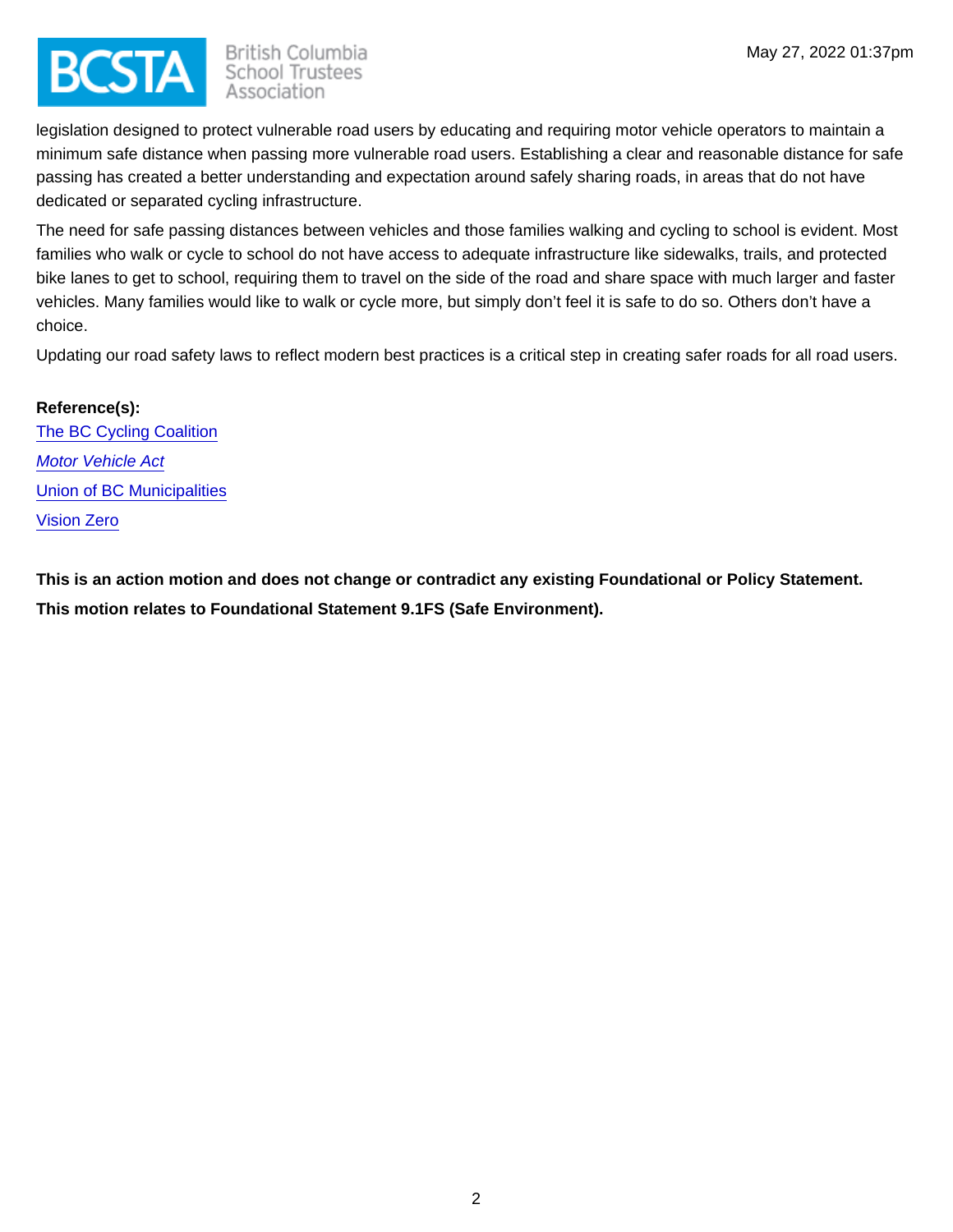legislation designed to protect vulnerable road users by educating and requiring motor vehicle operators to maintain a minimum safe distance when passing more vulnerable road users. Establishing a clear and reasonable distance for safe passing has created a better understanding and expectation around safely sharing roads, in areas that do not have dedicated or separated cycling infrastructure.

The need for safe passing distances between vehicles and those families walking and cycling to school is evident. Most families who walk or cycle to school do not have access to adequate infrastructure like sidewalks, trails, and protected bike lanes to get to school, requiring them to travel on the side of the road and share space with much larger and faster vehicles. Many families would like to walk or cycle more, but simply don't feel it is safe to do so. Others don't have a choice.

Updating our road safety laws to reflect modern best practices is a critical step in creating safer roads for all road users.

**Reference(s):**

The BC Cycling Coalition

*Motor Vehicle Act*

Union of BC Municipalities

Vision Zero

**This is an action motion and does not change or contradict any existing Foundational or Policy Statement.**

**This motion relates to Foundational Statement 9.1FS (Safe Environment).**